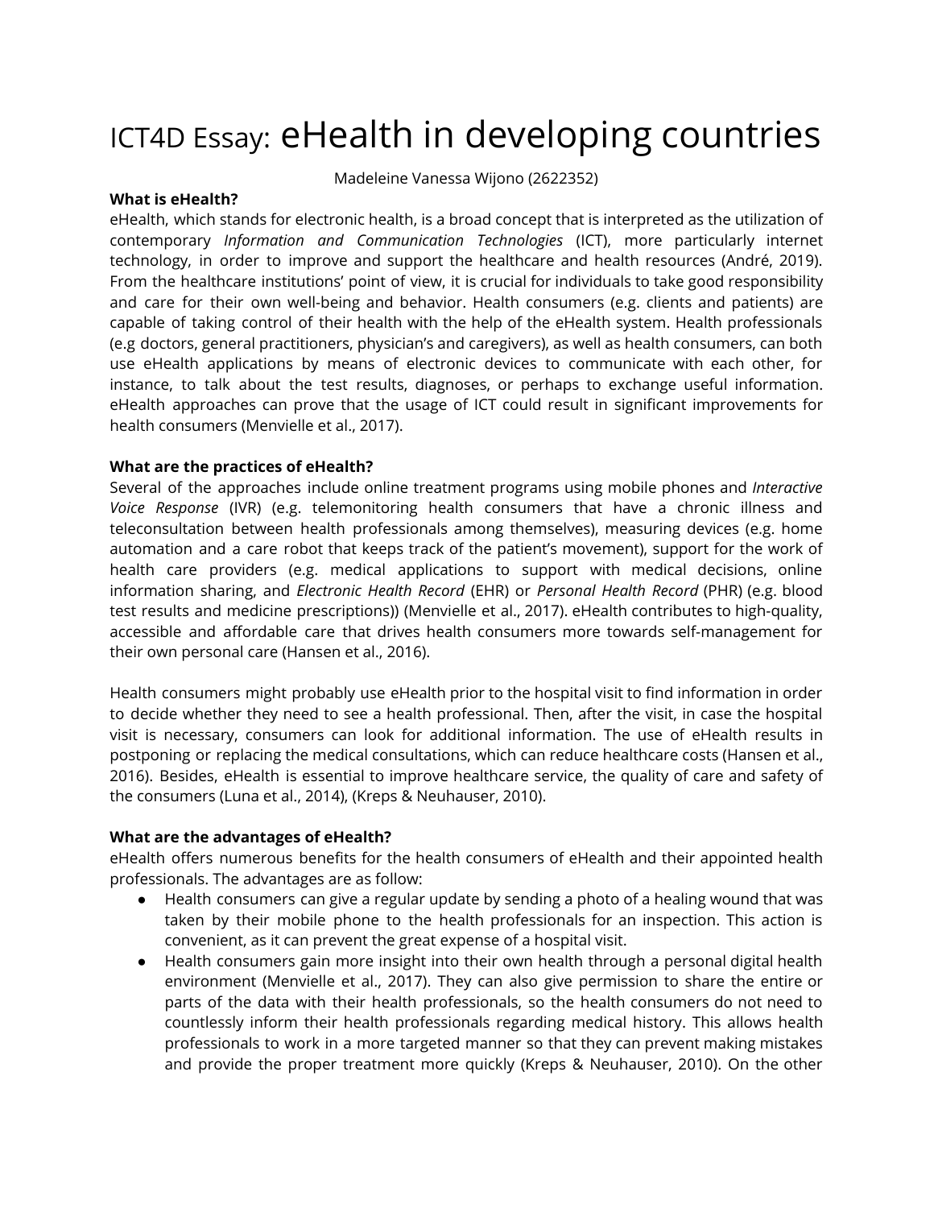# ICT4D Essay: eHealth in developing countries

Madeleine Vanessa Wijono (2622352)

**What is eHealth?**

eHealth, which stands for electronic health, is a broad concept that is interpreted as the utilization of contemporary *Information and Communication Technologies* (ICT), more particularly internet technology, in order to improve and support the healthcare and health resources (André, 2019). From the healthcare institutions' point of view, it is crucial for individuals to take good responsibility and care for their own well-being and behavior. Health consumers (e.g. clients and patients) are capable of taking control of their health with the help of the eHealth system. Health professionals (e.g doctors, general practitioners, physician's and caregivers), as well as health consumers, can both use eHealth applications by means of electronic devices to communicate with each other, for instance, to talk about the test results, diagnoses, or perhaps to exchange useful information. eHealth approaches can prove that the usage of ICT could result in significant improvements for health consumers (Menvielle et al., 2017).

**What are the practices of eHealth?**

Several of the approaches include online treatment programs using mobile phones and *Interactive Voice Response* (IVR) (e.g. telemonitoring health consumers that have a chronic illness and teleconsultation between health professionals among themselves), measuring devices (e.g. home automation and a care robot that keeps track of the patient's movement), support for the work of health care providers (e.g. medical applications to support with medical decisions, online information sharing, and *Electronic Health Record* (EHR) or *Personal Health Record* (PHR) (e.g. blood test results and medicine prescriptions)) (Menvielle et al., 2017). eHealth contributes to high-quality, accessible and affordable care that drives health consumers more towards self-management for their own personal care (Hansen et al., 2016).

Health consumers might probably use eHealth prior to the hospital visit to find information in order to decide whether they need to see a health professional. Then, after the visit, in case the hospital visit is necessary, consumers can look for additional information. The use of eHealth results in postponing or replacing the medical consultations, which can reduce healthcare costs (Hansen et al., 2016). Besides, eHealth is essential to improve healthcare service, the quality of care and safety of the consumers (Luna et al., 2014), (Kreps & Neuhauser, 2010).

**What are the advantages of eHealth?**

eHealth offers numerous benefits for the health consumers of eHealth and their appointed health professionals. The advantages are as follow:

- Health consumers can give a regular update by sending a photo of a healing wound that was taken by their mobile phone to the health professionals for an inspection. This action is convenient, as it can prevent the great expense of a hospital visit.
- Health consumers gain more insight into their own health through a personal digital health environment (Menvielle et al., 2017). They can also give permission to share the entire or parts of the data with their health professionals, so the health consumers do not need to countlessly inform their health professionals regarding medical history. This allows health professionals to work in a more targeted manner so that they can prevent making mistakes and provide the proper treatment more quickly (Kreps & Neuhauser, 2010). On the other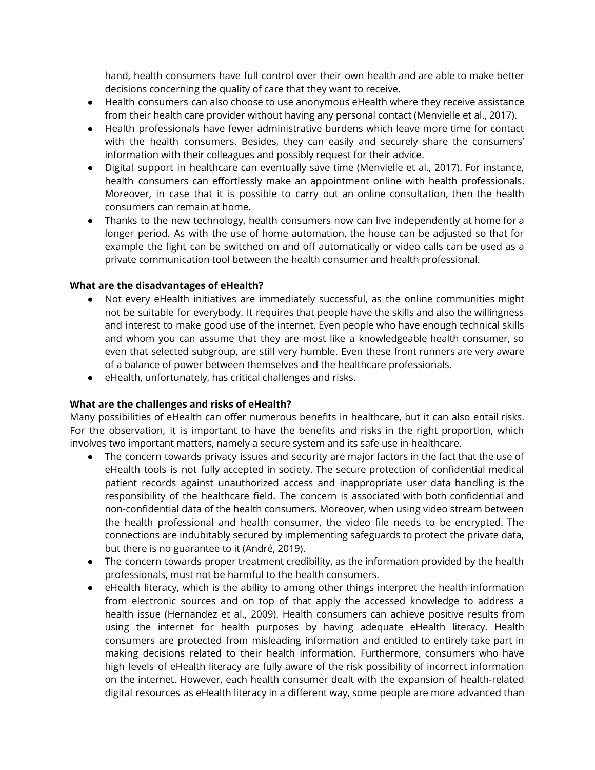hand, health consumers have full control over their own health and are able to make better decisions concerning the quality of care that they want to receive.

- Health consumers can also choose to use anonymous eHealth where they receive assistance from their health care provider without having any personal contact (Menvielle et al., 2017).
- Health professionals have fewer administrative burdens which leave more time for contact with the health consumers. Besides, they can easily and securely share the consumers' information with their colleagues and possibly request for their advice.
- Digital support in healthcare can eventually save time (Menvielle et al., 2017). For instance, health consumers can effortlessly make an appointment online with health professionals. Moreover, in case that it is possible to carry out an online consultation, then the health consumers can remain at home.
- Thanks to the new technology, health consumers now can live independently at home for a longer period. As with the use of home automation, the house can be adjusted so that for example the light can be switched on and off automatically or video calls can be used as a private communication tool between the health consumer and health professional.

**What are the disadvantages of eHealth?**

- Not every eHealth initiatives are immediately successful, as the online communities might not be suitable for everybody. It requires that people have the skills and also the willingness and interest to make good use of the internet. Even people who have enough technical skills and whom you can assume that they are most like a knowledgeable health consumer, so even that selected subgroup, are still very humble. Even these front runners are very aware of a balance of power between themselves and the healthcare professionals.
- eHealth, unfortunately, has critical challenges and risks.

**What are the challenges and risks of eHealth?**

Many possibilities of eHealth can offer numerous benefits in healthcare, but it can also entail risks. For the observation, it is important to have the benefits and risks in the right proportion, which involves two important matters, namely a secure system and its safe use in healthcare.

- The concern towards privacy issues and security are major factors in the fact that the use of eHealth tools is not fully accepted in society. The secure protection of confidential medical patient records against unauthorized access and inappropriate user data handling is the responsibility of the healthcare field. The concern is associated with both confidential and non-confidential data of the health consumers. Moreover, when using video stream between the health professional and health consumer, the video file needs to be encrypted. The connections are indubitably secured by implementing safeguards to protect the private data, but there is no guarantee to it (André, 2019).
- The concern towards proper treatment credibility, as the information provided by the health professionals, must not be harmful to the health consumers.
- eHealth literacy, which is the ability to among other things interpret the health information from electronic sources and on top of that apply the accessed knowledge to address a health issue (Hernandez et al., 2009). Health consumers can achieve positive results from using the internet for health purposes by having adequate eHealth literacy. Health consumers are protected from misleading information and entitled to entirely take part in making decisions related to their health information. Furthermore, consumers who have high levels of eHealth literacy are fully aware of the risk possibility of incorrect information on the internet. However, each health consumer dealt with the expansion of health-related digital resources as eHealth literacy in a different way, some people are more advanced than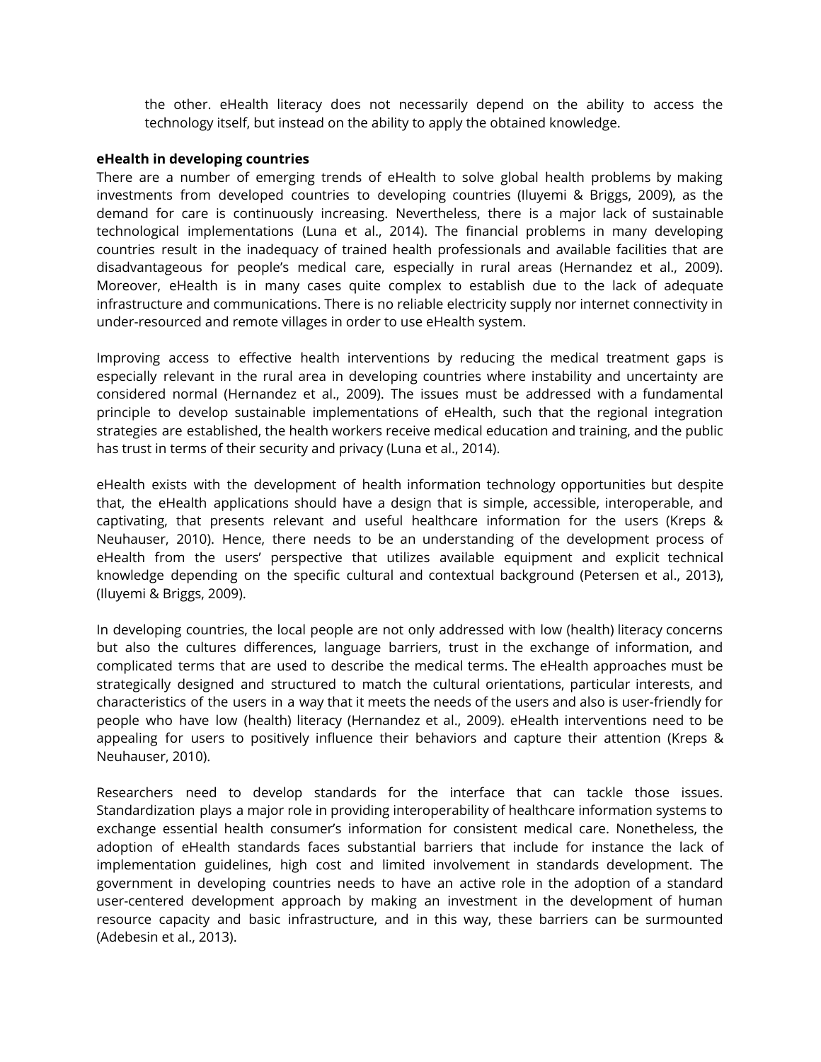the other. eHealth literacy does not necessarily depend on the ability to access the technology itself, but instead on the ability to apply the obtained knowledge.

**eHealth in developing countries**

There are a number of emerging trends of eHealth to solve global health problems by making investments from developed countries to developing countries (Iluyemi & Briggs, 2009), as the demand for care is continuously increasing. Nevertheless, there is a major lack of sustainable technological implementations (Luna et al., 2014). The financial problems in many developing countries result in the inadequacy of trained health professionals and available facilities that are disadvantageous for people's medical care, especially in rural areas (Hernandez et al., 2009). Moreover, eHealth is in many cases quite complex to establish due to the lack of adequate infrastructure and communications. There is no reliable electricity supply nor internet connectivity in under-resourced and remote villages in order to use eHealth system.

Improving access to effective health interventions by reducing the medical treatment gaps is especially relevant in the rural area in developing countries where instability and uncertainty are considered normal (Hernandez et al., 2009). The issues must be addressed with a fundamental principle to develop sustainable implementations of eHealth, such that the regional integration strategies are established, the health workers receive medical education and training, and the public has trust in terms of their security and privacy (Luna et al., 2014).

eHealth exists with the development of health information technology opportunities but despite that, the eHealth applications should have a design that is simple, accessible, interoperable, and captivating, that presents relevant and useful healthcare information for the users (Kreps & Neuhauser, 2010). Hence, there needs to be an understanding of the development process of eHealth from the users' perspective that utilizes available equipment and explicit technical knowledge depending on the specific cultural and contextual background (Petersen et al., 2013), (Iluyemi & Briggs, 2009).

In developing countries, the local people are not only addressed with low (health) literacy concerns but also the cultures differences, language barriers, trust in the exchange of information, and complicated terms that are used to describe the medical terms. The eHealth approaches must be strategically designed and structured to match the cultural orientations, particular interests, and characteristics of the users in a way that it meets the needs of the users and also is user-friendly for people who have low (health) literacy (Hernandez et al., 2009). eHealth interventions need to be appealing for users to positively influence their behaviors and capture their attention (Kreps & Neuhauser, 2010).

Researchers need to develop standards for the interface that can tackle those issues. Standardization plays a major role in providing interoperability of healthcare information systems to exchange essential health consumer's information for consistent medical care. Nonetheless, the adoption of eHealth standards faces substantial barriers that include for instance the lack of implementation guidelines, high cost and limited involvement in standards development. The government in developing countries needs to have an active role in the adoption of a standard user-centered development approach by making an investment in the development of human resource capacity and basic infrastructure, and in this way, these barriers can be surmounted (Adebesin et al., 2013).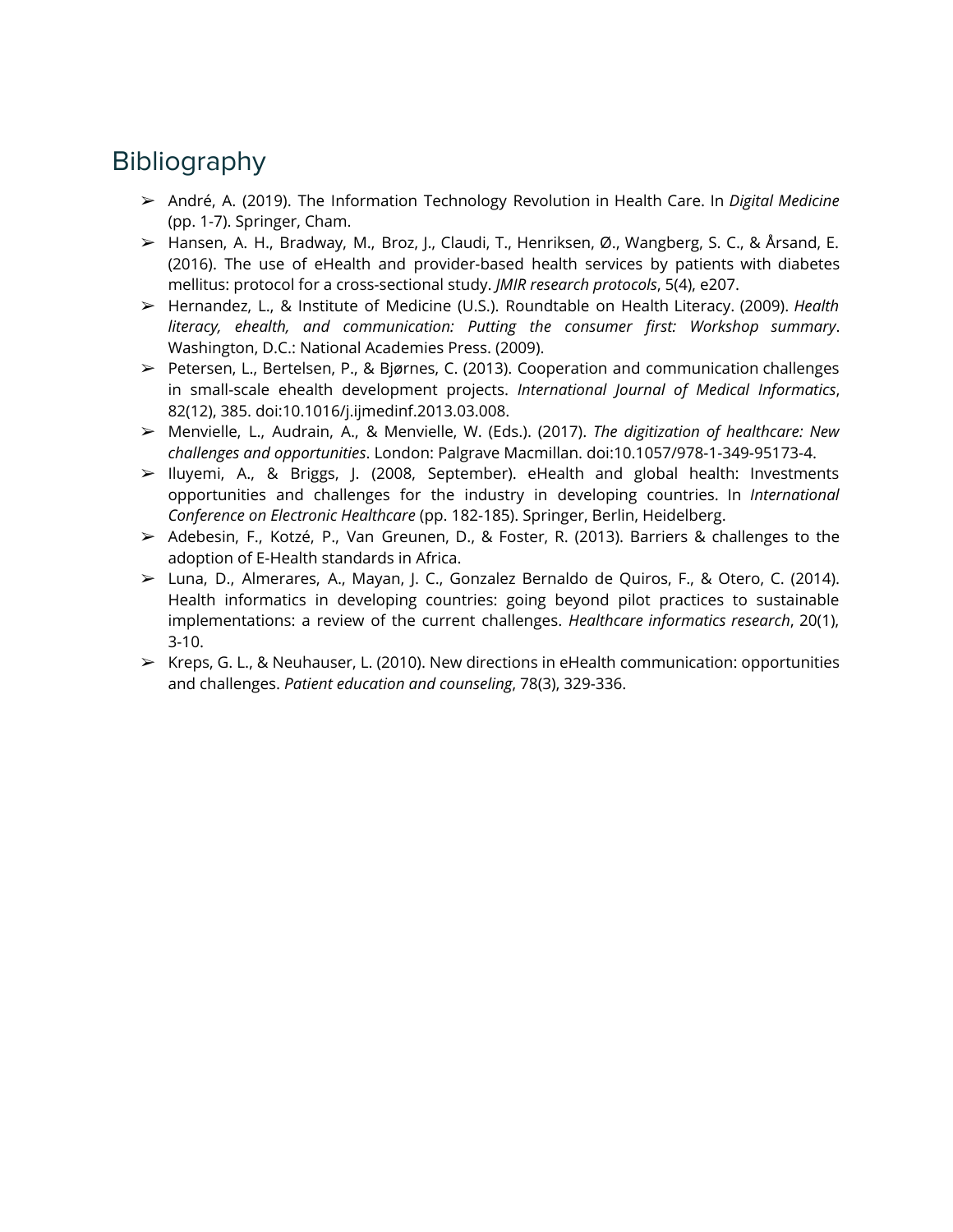## Bibliography

- André, A. (2019). The Information Technology Revolution in Health Care. In *Digital Medicine* (pp. 1-7). Springer, Cham.
- Hansen, A. H., Bradway, M., Broz, J., Claudi, T., Henriksen, Ø., Wangberg, S. C., & Årsand, E. (2016). The use of eHealth and provider-based health services by patients with diabetes mellitus: protocol for a cross-sectional study. *JMIR research protocols*, 5(4), e207.
- Hernandez, L., & Institute of Medicine (U.S.). Roundtable on Health Literacy. (2009). *Health literacy, ehealth, and communication: Putting the consumer first: Workshop summary*. Washington, D.C.: National Academies Press. (2009).
- Petersen, L., Bertelsen, P., & Bjørnes, C. (2013). Cooperation and communication challenges in small-scale ehealth development projects. *International Journal of Medical Informatics*, 82(12), 385. doi:10.1016/j.ijmedinf.2013.03.008.
- Menvielle, L., Audrain, A., & Menvielle, W. (Eds.). (2017). *The digitization of healthcare: New challenges and opportunities*. London: Palgrave Macmillan. doi:10.1057/978-1-349-95173-4.
- Iluyemi, A., & Briggs, J. (2008, September). eHealth and global health: Investments opportunities and challenges for the industry in developing countries. In *International Conference on Electronic Healthcare* (pp. 182-185). Springer, Berlin, Heidelberg.
- Adebesin, F., Kotzé, P., Van Greunen, D., & Foster, R. (2013). Barriers & challenges to the adoption of E-Health standards in Africa.
- Luna, D., Almerares, A., Mayan, J. C., Gonzalez Bernaldo de Quiros, F., & Otero, C. (2014). Health informatics in developing countries: going beyond pilot practices to sustainable implementations: a review of the current challenges. *Healthcare informatics research*, 20(1), 3-10.
- Kreps, G. L., & Neuhauser, L. (2010). New directions in eHealth communication: opportunities and challenges. *Patient education and counseling*, 78(3), 329-336.